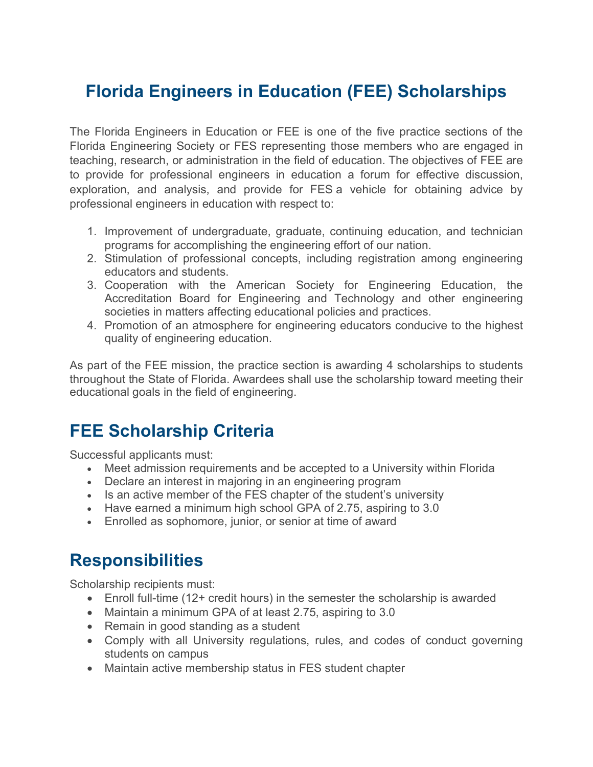# Florida Engineers in Education (FEE) Scholarships

The Florida Engineers in Education or FEE is one of the five practice sections of the Florida Engineering Society or FES representing those members who are engaged in teaching, research, or administration in the field of education. The objectives of FEE are to provide for professional engineers in education a forum for effective discussion, exploration, and analysis, and provide for FES a vehicle for obtaining advice by professional engineers in education with respect to:

1. Improvement of undergraduate, graduate, continuing education, and technician programs for accomplishing the engineering effort of our nation.
2. Stimulation of professional concepts, including registration among engineering educators and students.
3. Cooperation with the American Society for Engineering Education, the Accreditation Board for Engineering and Technology and other engineering societies in matters affecting educational policies and practices.
4. Promotion of an atmosphere for engineering educators conducive to the highest quality of engineering education.

As part of the FEE mission, the practice section is awarding 4 scholarships to students throughout the State of Florida. Awardees shall use the scholarship toward meeting their educational goals in the field of engineering.

## FEE Scholarship Criteria

Successful applicants must:

- Meet admission requirements and be accepted to a University within Florida
- Declare an interest in majoring in an engineering program
- Is an active member of the FES chapter of the student's university
- Have earned a minimum high school GPA of 2.75, aspiring to 3.0
- Enrolled as sophomore, junior, or senior at time of award

## Responsibilities

Scholarship recipients must:

- Enroll full-time (12+ credit hours) in the semester the scholarship is awarded
- Maintain a minimum GPA of at least 2.75, aspiring to 3.0
- Remain in good standing as a student
- Comply with all University regulations, rules, and codes of conduct governing students on campus
- Maintain active membership status in FES student chapter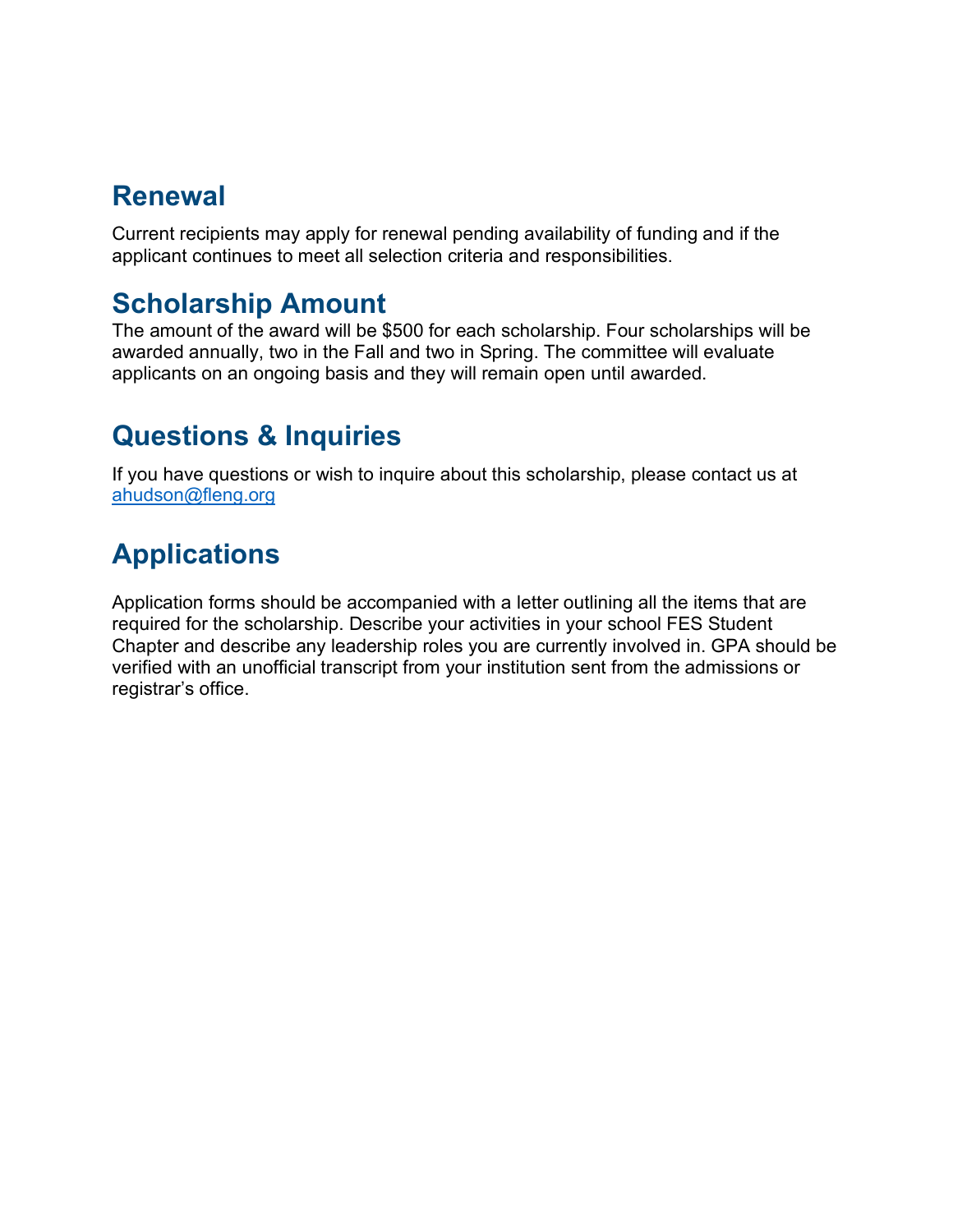## Renewal

Current recipients may apply for renewal pending availability of funding and if the applicant continues to meet all selection criteria and responsibilities.

## Scholarship Amount

The amount of the award will be $500 for each scholarship. Four scholarships will be awarded annually, two in the Fall and two in Spring. The committee will evaluate applicants on an ongoing basis and they will remain open until awarded.

## Questions & Inquiries

If you have questions or wish to inquire about this scholarship, please contact us at ahudson@fleng.org

## Applications

Application forms should be accompanied with a letter outlining all the items that are required for the scholarship. Describe your activities in your school FES Student Chapter and describe any leadership roles you are currently involved in. GPA should be verified with an unofficial transcript from your institution sent from the admissions or registrar's office.